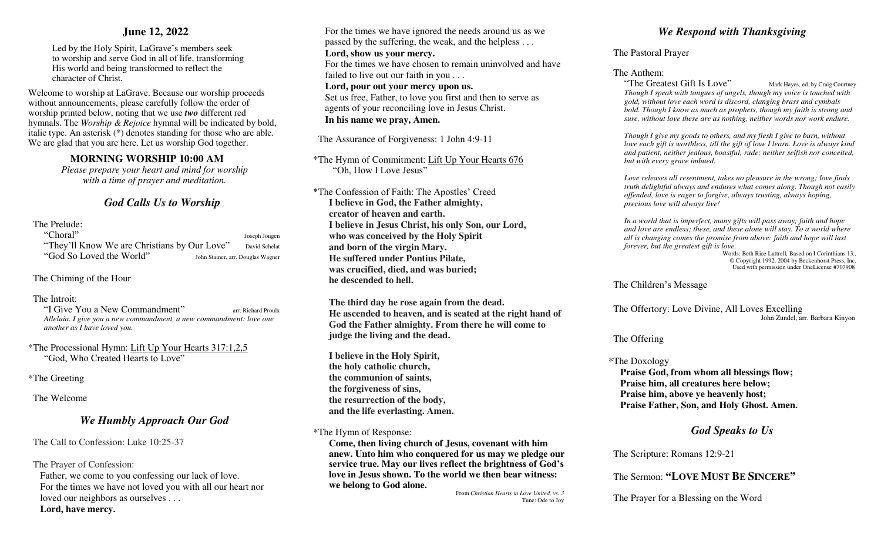## June 12, 2022

Led by the Holy Spirit, LaGrave's members seek to worship and serve God in all of life, transforming His world and being transformed to reflect the character of Christ.

Welcome to worship at LaGrave. Because our worship proceeds without announcements, please carefully follow the order of worship printed below, noting that we use ***two*** different red hymnals. The *Worship & Rejoice* hymnal will be indicated by bold, italic type. An asterisk (*) denotes standing for those who are able. We are glad that you are here. Let us worship God together.

### MORNING WORSHIP 10:00 AM

*Please prepare your heart and mind for worship with a time of prayer and meditation.*

## *God Calls Us to Worship*

The Prelude:
"Choral" — Joseph Jongen
"They'll Know We are Christians by Our Love" — David Schelat
"God So Loved the World" — John Stainer, arr. Douglas Wagner

The Chiming of the Hour

The Introit:
"I Give You a New Commandment" — arr. Richard Proulx
*Alleluia. I give you a new commandment, a new commandment: love one another as I have loved you.*

*The Processional Hymn: Lift Up Your Hearts 317:1,2,5
"God, Who Created Hearts to Love"

*The Greeting

The Welcome

## *We Humbly Approach Our God*

The Call to Confession: Luke 10:25-37

The Prayer of Confession:
Father, we come to you confessing our lack of love.
For the times we have not loved you with all our heart nor loved our neighbors as ourselves . . .
**Lord, have mercy.**
For the times we have ignored the needs around us as we passed by the suffering, the weak, and the helpless . . .
**Lord, show us your mercy.**
For the times we have chosen to remain uninvolved and have failed to live out our faith in you . . .
**Lord, pour out your mercy upon us.**
Set us free, Father, to love you first and then to serve as agents of your reconciling love in Jesus Christ.
**In his name we pray, Amen.**

The Assurance of Forgiveness: 1 John 4:9-11

*The Hymn of Commitment: Lift Up Your Hearts 676
"Oh, How I Love Jesus"

*The Confession of Faith: The Apostles' Creed

**I believe in God, the Father almighty,
creator of heaven and earth.
I believe in Jesus Christ, his only Son, our Lord,
who was conceived by the Holy Spirit
and born of the virgin Mary.
He suffered under Pontius Pilate,
was crucified, died, and was buried;
he descended to hell.**

**The third day he rose again from the dead.
He ascended to heaven, and is seated at the right hand of God the Father almighty. From there he will come to judge the living and the dead.**

**I believe in the Holy Spirit,
the holy catholic church,
the communion of saints,
the forgiveness of sins,
the resurrection of the body,
and the life everlasting. Amen.**

*The Hymn of Response:
**Come, then living church of Jesus, covenant with him anew. Unto him who conquered for us may we pledge our service true. May our lives reflect the brightness of God's love in Jesus shown. To the world we then bear witness: we belong to God alone.**

From *Christian Hearts in Love United, vs. 3*
Tune: Ode to Joy

## *We Respond with Thanksgiving*

The Pastoral Prayer

The Anthem:
"The Greatest Gift Is Love" — Mark Hayes, ed. by Craig Courtney
*Though I speak with tongues of angels, though my voice is touched with gold, without love each word is discord, clanging brass and cymbals bold. Though I know as much as prophets, though my faith is strong and sure, without love these are as nothing, neither words nor work endure.*

*Though I give my goods to others, and my flesh I give to burn, without love each gift is worthless, till the gift of love I learn. Love is always kind and patient, neither jealous, boastful, rude; neither selfish nor conceited, but with every grace imbued.*

*Love releases all resentment, takes no pleasure in the wrong; love finds truth delightful always and endures what comes along. Though not easily offended, love is eager to forgive, always trusting, always hoping, precious love will always live!*

*In a world that is imperfect, many gifts will pass away; faith and hope and love are endless; these, and these alone will stay. To a world where all is changing comes the promise from above: faith and hope will last forever, but the greatest gift is love.*

Words: Beth Rice Luttrell, Based on I Corinthians 13..
© Copyright 1992, 2004 by Beckenhorst Press, Inc.
Used with permission under OneLicense #707908

The Children's Message

The Offertory: Love Divine, All Loves Excelling — John Zundel, arr. Barbara Kinyon

The Offering

*The Doxology
**Praise God, from whom all blessings flow;
Praise him, all creatures here below;
Praise him, above ye heavenly host;
Praise Father, Son, and Holy Ghost. Amen.**

## *God Speaks to Us*

The Scripture: Romans 12:9-21

The Sermon: **"LOVE MUST BE SINCERE"**

The Prayer for a Blessing on the Word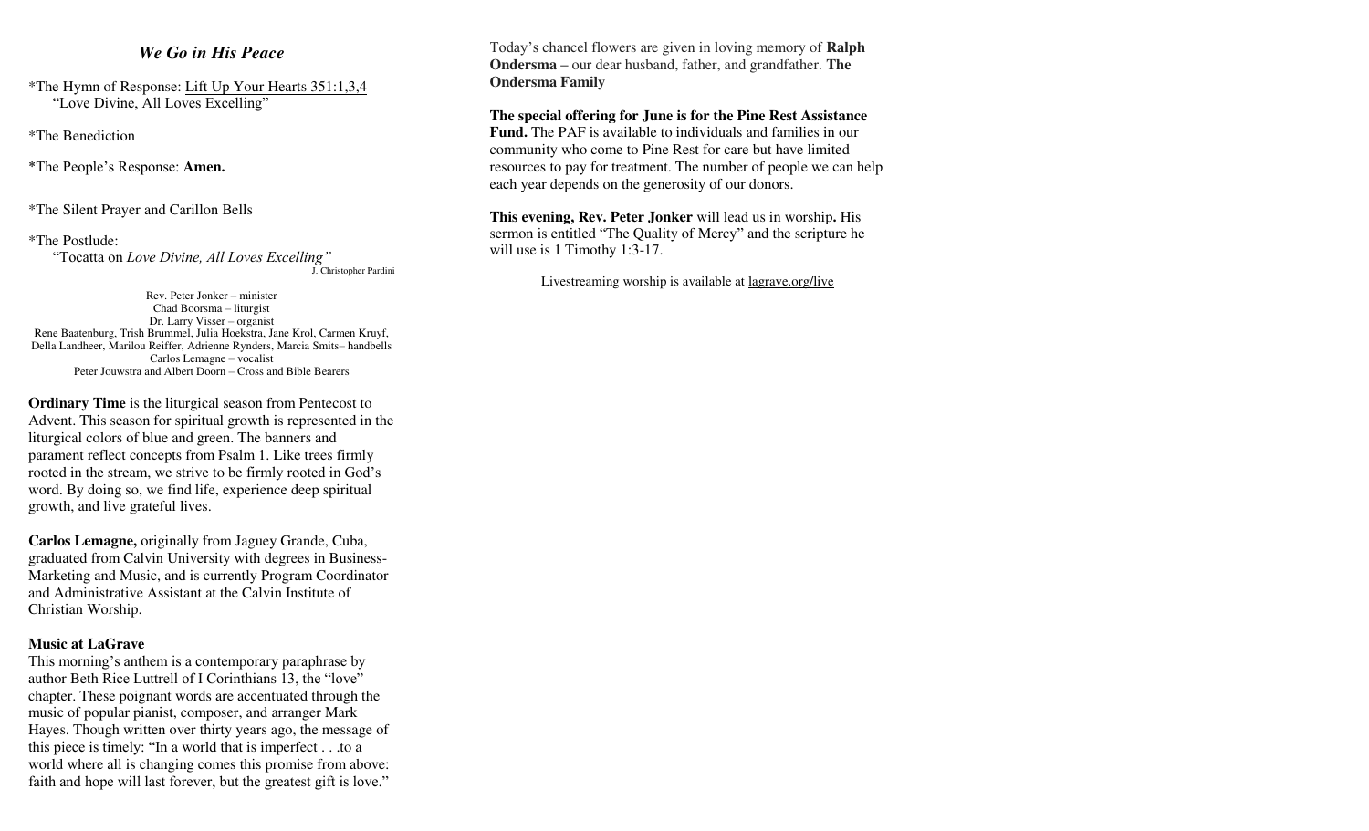## *We Go in His Peace*

*The Hymn of Response: Lift Up Your Hearts 351:1,3,4
"Love Divine, All Loves Excelling"

*The Benediction

*The People's Response: **Amen.**

*The Silent Prayer and Carillon Bells

*The Postlude:
"Tocatta on *Love Divine, All Loves Excelling"*
J. Christopher Pardini

Rev. Peter Jonker – minister
Chad Boorsma – liturgist
Dr. Larry Visser – organist
Rene Baatenburg, Trish Brummel, Julia Hoekstra, Jane Krol, Carmen Kruyf, Della Landheer, Marilou Reiffer, Adrienne Rynders, Marcia Smits– handbells
Carlos Lemagne – vocalist
Peter Jouwstra and Albert Doorn – Cross and Bible Bearers

**Ordinary Time** is the liturgical season from Pentecost to Advent. This season for spiritual growth is represented in the liturgical colors of blue and green. The banners and parament reflect concepts from Psalm 1. Like trees firmly rooted in the stream, we strive to be firmly rooted in God's word. By doing so, we find life, experience deep spiritual growth, and live grateful lives.

**Carlos Lemagne,** originally from Jaguey Grande, Cuba, graduated from Calvin University with degrees in Business-Marketing and Music, and is currently Program Coordinator and Administrative Assistant at the Calvin Institute of Christian Worship.

**Music at LaGrave**
This morning's anthem is a contemporary paraphrase by author Beth Rice Luttrell of I Corinthians 13, the "love" chapter. These poignant words are accentuated through the music of popular pianist, composer, and arranger Mark Hayes. Though written over thirty years ago, the message of this piece is timely: "In a world that is imperfect . . .to a world where all is changing comes this promise from above: faith and hope will last forever, but the greatest gift is love."

Today's chancel flowers are given in loving memory of **Ralph Ondersma** – our dear husband, father, and grandfather. **The Ondersma Family**

**The special offering for June is for the Pine Rest Assistance Fund.** The PAF is available to individuals and families in our community who come to Pine Rest for care but have limited resources to pay for treatment. The number of people we can help each year depends on the generosity of our donors.

**This evening, Rev. Peter Jonker** will lead us in worship**.** His sermon is entitled "The Quality of Mercy" and the scripture he will use is 1 Timothy 1:3-17.

Livestreaming worship is available at lagrave.org/live